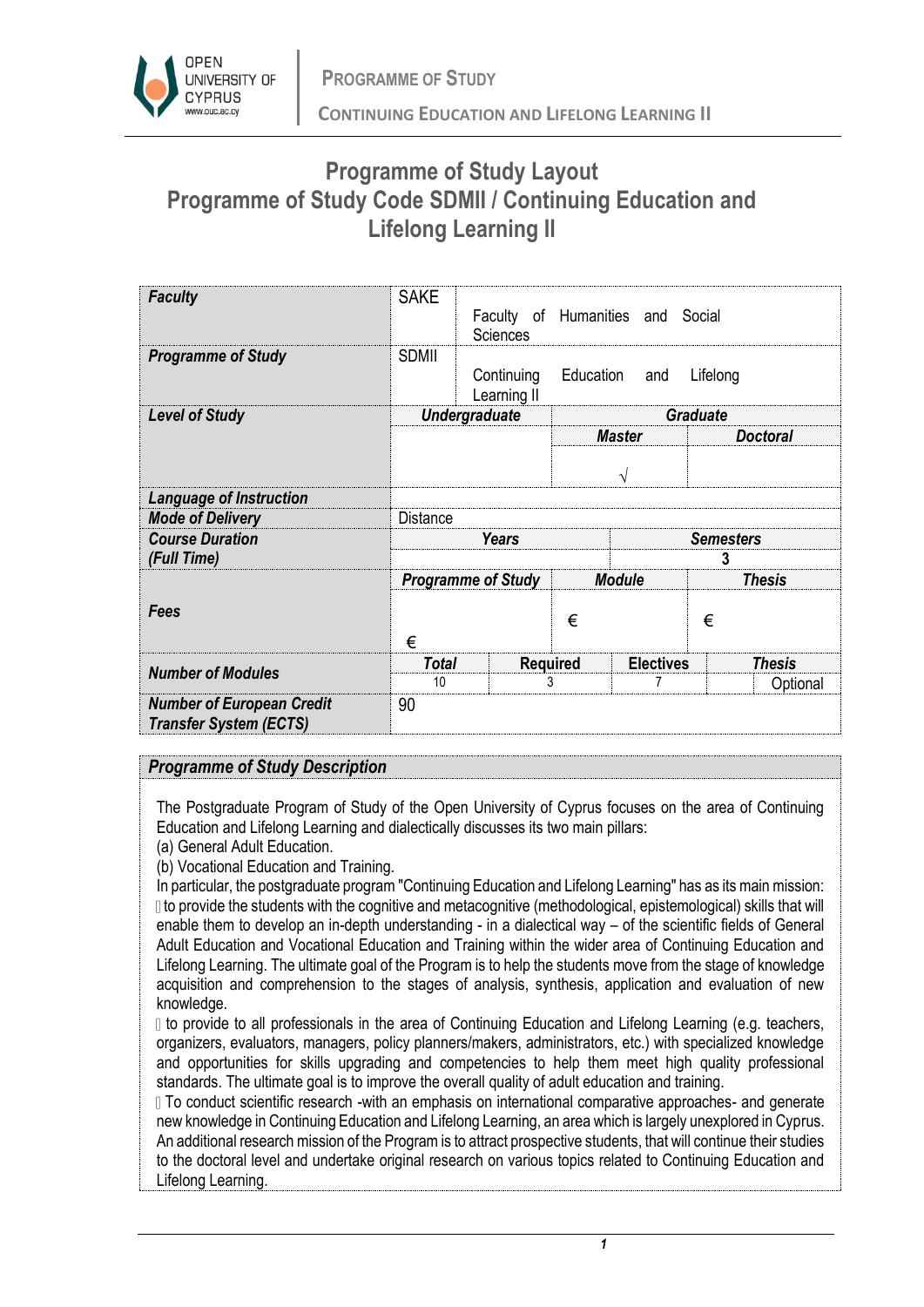# Programme of Study Layout
# Programme of Study Code SDMII / Continuing Education and Lifelong Learning II

| | | | | | | | |
|---|---|---|---|---|---|---|---|
| ***Faculty*** | SAKE | Faculty of Humanities and Social Sciences | | | | | |
| ***Programme of Study*** | SDMII | Continuing Education and Lifelong Learning II | | | | | |
| ***Level of Study*** | ***Undergraduate*** | | ***Graduate*** | | | | |
| | | | ***Master*** | | ***Doctoral*** | | |
| | | | √ | | | | |
| ***Language of Instruction*** | | | | | | | |
| ***Mode of Delivery*** | Distance | | | | | | |
| ***Course Duration (Full Time)*** | ***Years*** | | | ***Semesters*** | | | |
| | | | | 3 | | | |
| ***Fees*** | ***Programme of Study*** | | ***Module*** | | ***Thesis*** | | |
| | € | | € | | € | | |
| ***Number of Modules*** | ***Total*** | ***Required*** | | ***Electives*** | ***Thesis*** | | |
| | 10 | 3 | | 7 | Optional | | |
| ***Number of European Credit Transfer System (ECTS)*** | 90 | | | | | | |

## *Programme of Study Description*

The Postgraduate Program of Study of the Open University of Cyprus focuses on the area of Continuing Education and Lifelong Learning and dialectically discusses its two main pillars:
(a) General Adult Education.
(b) Vocational Education and Training.
In particular, the postgraduate program "Continuing Education and Lifelong Learning" has as its main mission:
 to provide the students with the cognitive and metacognitive (methodological, epistemological) skills that will enable them to develop an in-depth understanding - in a dialectical way – of the scientific fields of General Adult Education and Vocational Education and Training within the wider area of Continuing Education and Lifelong Learning. The ultimate goal of the Program is to help the students move from the stage of knowledge acquisition and comprehension to the stages of analysis, synthesis, application and evaluation of new knowledge.
 to provide to all professionals in the area of Continuing Education and Lifelong Learning (e.g. teachers, organizers, evaluators, managers, policy planners/makers, administrators, etc.) with specialized knowledge and opportunities for skills upgrading and competencies to help them meet high quality professional standards. The ultimate goal is to improve the overall quality of adult education and training.
 To conduct scientific research -with an emphasis on international comparative approaches- and generate new knowledge in Continuing Education and Lifelong Learning, an area which is largely unexplored in Cyprus. An additional research mission of the Program is to attract prospective students, that will continue their studies to the doctoral level and undertake original research on various topics related to Continuing Education and Lifelong Learning.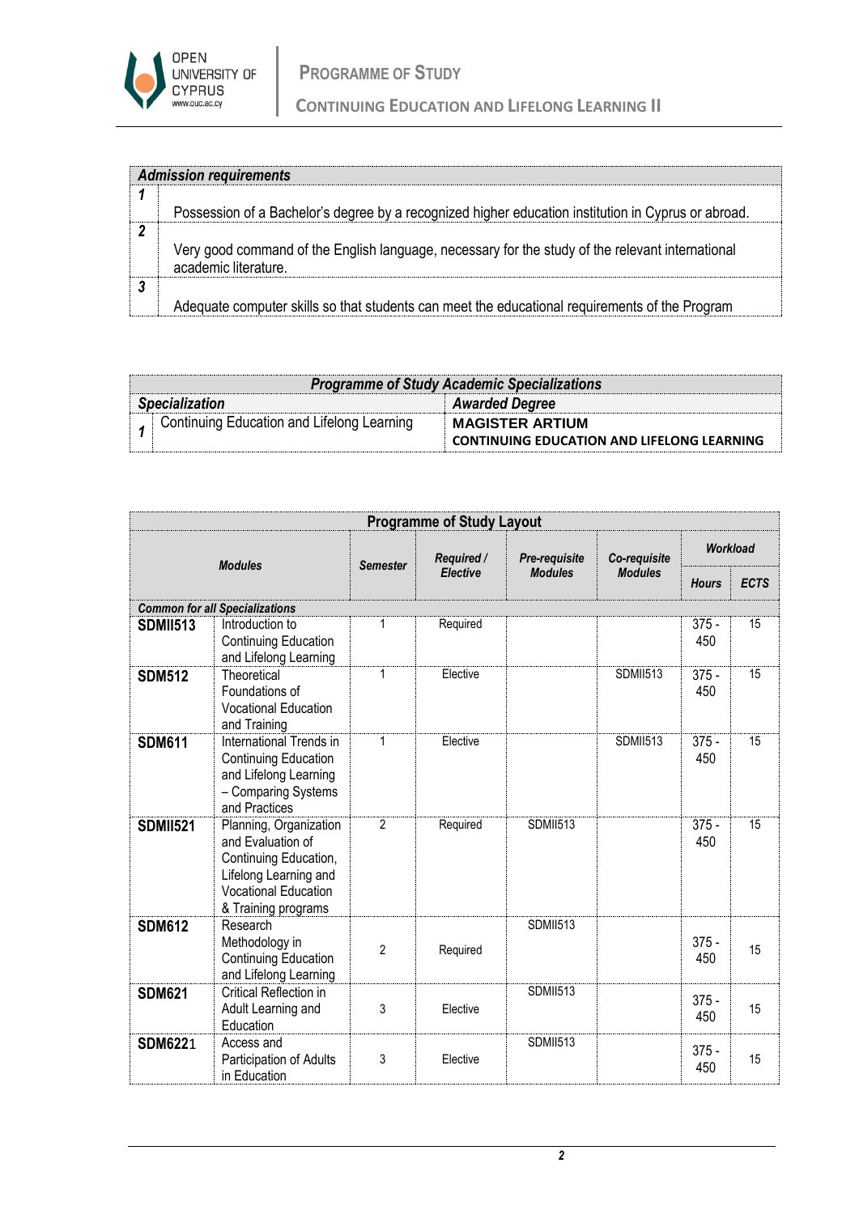| Admission requirements | |
|---|---|
| **1** | Possession of a Bachelor's degree by a recognized higher education institution in Cyprus or abroad. |
| **2** | Very good command of the English language, necessary for the study of the relevant international academic literature. |
| **3** | Adequate computer skills so that students can meet the educational requirements of the Program |

| Programme of Study Academic Specializations | | |
|---|---|---|
| **Specialization** | | **Awarded Degree** |
| **1** | Continuing Education and Lifelong Learning | **MAGISTER ARTIUM**<br>**CONTINUING EDUCATION AND LIFELONG LEARNING** |

| Programme of Study Layout | | | | | | | | |
|---|---|---|---|---|---|---|---|---|
| ***Modules*** | | ***Semester*** | ***Required / Elective*** | ***Pre-requisite Modules*** | ***Co-requisite Modules*** | ***Workload*** | |
| | | | | | | ***Hours*** | ***ECTS*** |
| ***Common for all Specializations*** | | | | | | | |
| **SDMII513** | Introduction to Continuing Education and Lifelong Learning | 1 | Required | | | 375 - 450 | 15 |
| **SDM512** | Theoretical Foundations of Vocational Education and Training | 1 | Elective | | SDMII513 | 375 - 450 | 15 |
| **SDM611** | International Trends in Continuing Education and Lifelong Learning – Comparing Systems and Practices | 1 | Elective | | SDMII513 | 375 - 450 | 15 |
| **SDMII521** | Planning, Organization and Evaluation of Continuing Education, Lifelong Learning and Vocational Education & Training programs | 2 | Required | SDMII513 | | 375 - 450 | 15 |
| **SDM612** | Research Methodology in Continuing Education and Lifelong Learning | 2 | Required | SDMII513 | | 375 - 450 | 15 |
| **SDM621** | Critical Reflection in Adult Learning and Education | 3 | Elective | SDMII513 | | 375 - 450 | 15 |
| **SDM6221** | Access and Participation of Adults in Education | 3 | Elective | SDMII513 | | 375 - 450 | 15 |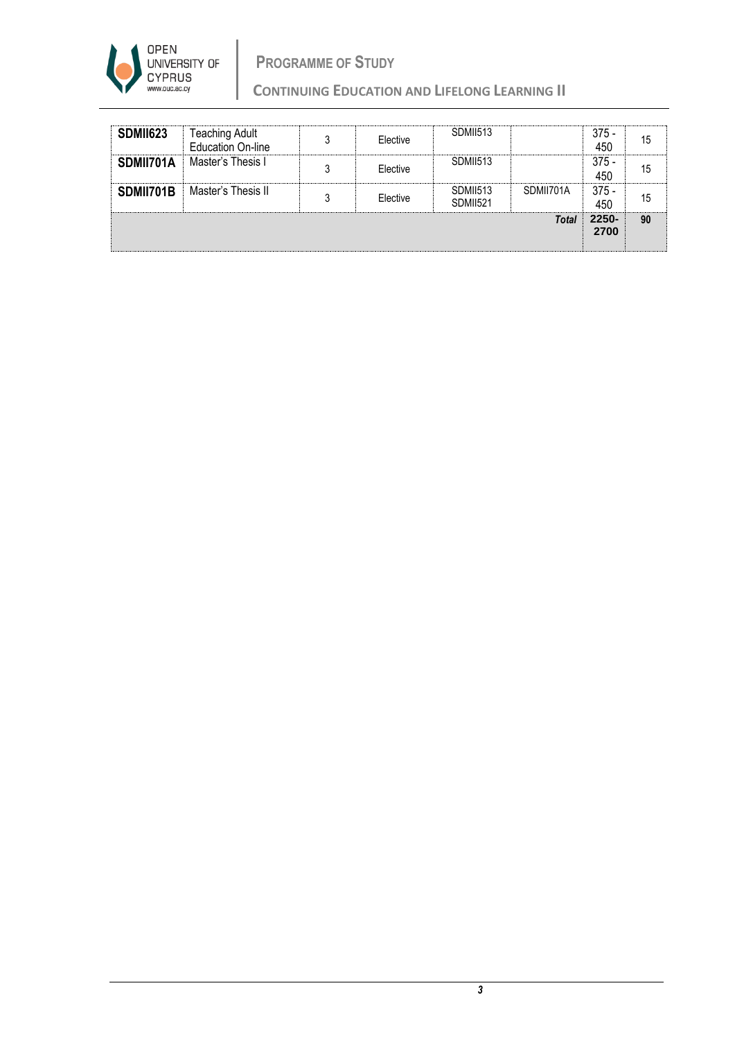| | | | | | | | |
|---|---|---|---|---|---|---|---|
| **SDMII623** | Teaching Adult Education On-line | 3 | Elective | SDMII513 | | 375 - 450 | 15 |
| **SDMII701A** | Master's Thesis I | 3 | Elective | SDMII513 | | 375 - 450 | 15 |
| **SDMII701B** | Master's Thesis II | 3 | Elective | SDMII513 SDMII521 | SDMII701A | 375 - 450 | 15 |
| | | | | | ***Total*** | **2250-2700** | **90** |